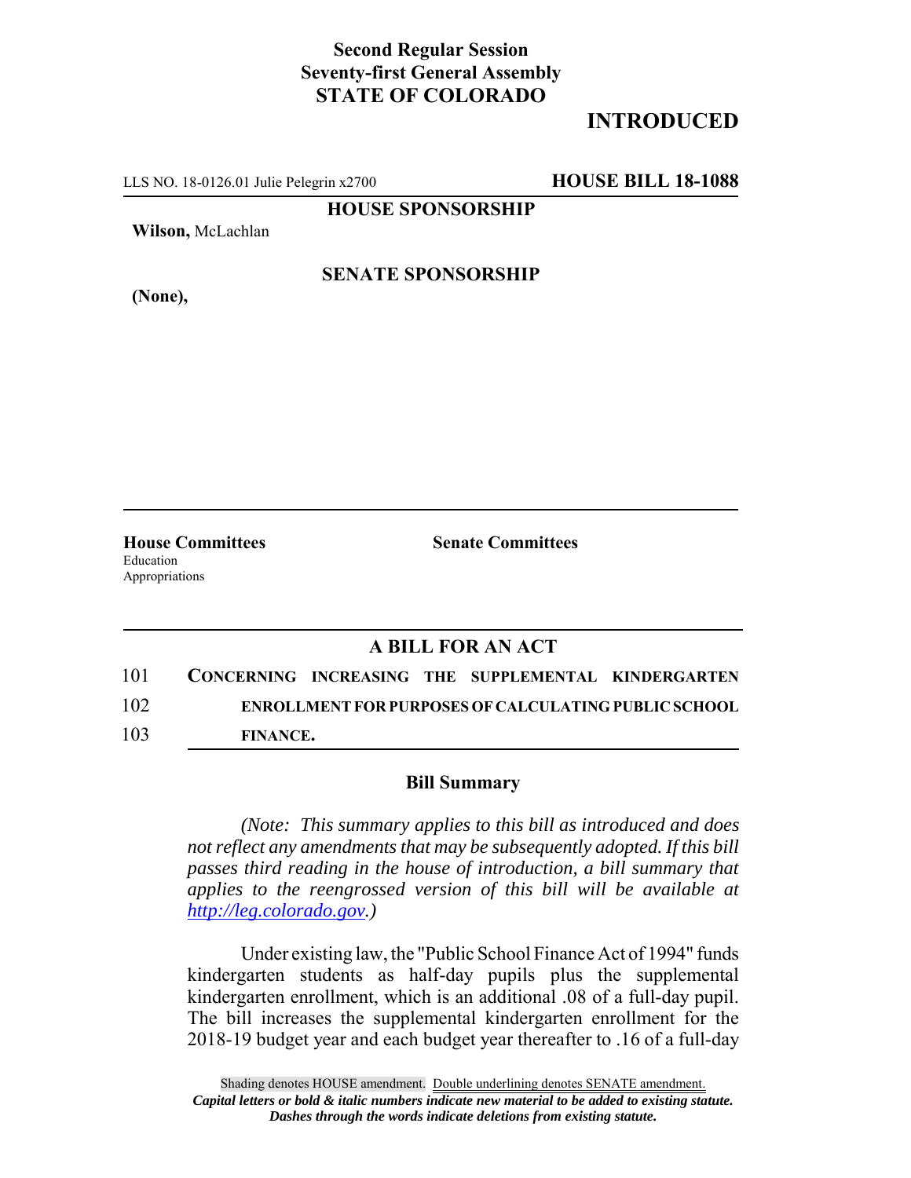**Second Regular Session**
**Seventy-first General Assembly**
**STATE OF COLORADO**

# INTRODUCED

LLS NO. 18-0126.01 Julie Pelegrin x2700 **HOUSE BILL 18-1088**

**HOUSE SPONSORSHIP**

**Wilson,** McLachlan

**SENATE SPONSORSHIP**

**(None),**

**House Committees**
Education
Appropriations

**Senate Committees**

## A BILL FOR AN ACT

101 **CONCERNING INCREASING THE SUPPLEMENTAL KINDERGARTEN**
102 **ENROLLMENT FOR PURPOSES OF CALCULATING PUBLIC SCHOOL**
103 **FINANCE.**

### Bill Summary

*(Note: This summary applies to this bill as introduced and does not reflect any amendments that may be subsequently adopted. If this bill passes third reading in the house of introduction, a bill summary that applies to the reengrossed version of this bill will be available at http://leg.colorado.gov.)*

Under existing law, the "Public School Finance Act of 1994" funds kindergarten students as half-day pupils plus the supplemental kindergarten enrollment, which is an additional .08 of a full-day pupil. The bill increases the supplemental kindergarten enrollment for the 2018-19 budget year and each budget year thereafter to .16 of a full-day

Shading denotes HOUSE amendment. Double underlining denotes SENATE amendment.
*Capital letters or bold & italic numbers indicate new material to be added to existing statute.*
*Dashes through the words indicate deletions from existing statute.*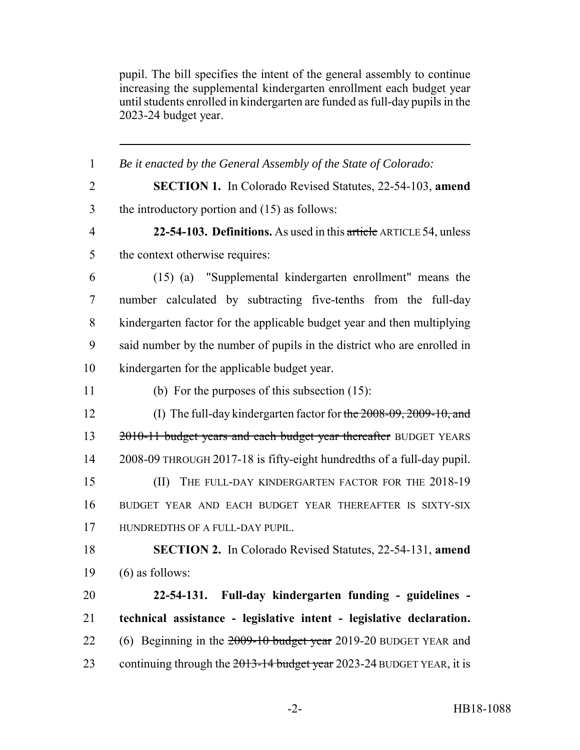pupil. The bill specifies the intent of the general assembly to continue increasing the supplemental kindergarten enrollment each budget year until students enrolled in kindergarten are funded as full-day pupils in the 2023-24 budget year.

---

1 *Be it enacted by the General Assembly of the State of Colorado:*

2 **SECTION 1.** In Colorado Revised Statutes, 22-54-103, **amend**
3 the introductory portion and (15) as follows:

4 **22-54-103. Definitions.** As used in this ~~article~~ ARTICLE 54, unless
5 the context otherwise requires:

6 (15) (a) "Supplemental kindergarten enrollment" means the
7 number calculated by subtracting five-tenths from the full-day
8 kindergarten factor for the applicable budget year and then multiplying
9 said number by the number of pupils in the district who are enrolled in
10 kindergarten for the applicable budget year.

11 (b) For the purposes of this subsection (15):

12 (I) The full-day kindergarten factor for ~~the 2008-09, 2009-10, and~~
13 ~~2010-11 budget years and each budget year thereafter~~ BUDGET YEARS
14 2008-09 THROUGH 2017-18 is fifty-eight hundredths of a full-day pupil.

15 (II) THE FULL-DAY KINDERGARTEN FACTOR FOR THE 2018-19
16 BUDGET YEAR AND EACH BUDGET YEAR THEREAFTER IS SIXTY-SIX
17 HUNDREDTHS OF A FULL-DAY PUPIL.

18 **SECTION 2.** In Colorado Revised Statutes, 22-54-131, **amend**
19 (6) as follows:

20 **22-54-131. Full-day kindergarten funding - guidelines -**
21 **technical assistance - legislative intent - legislative declaration.**
22 (6) Beginning in the ~~2009-10 budget year~~ 2019-20 BUDGET YEAR and
23 continuing through the ~~2013-14 budget year~~ 2023-24 BUDGET YEAR, it is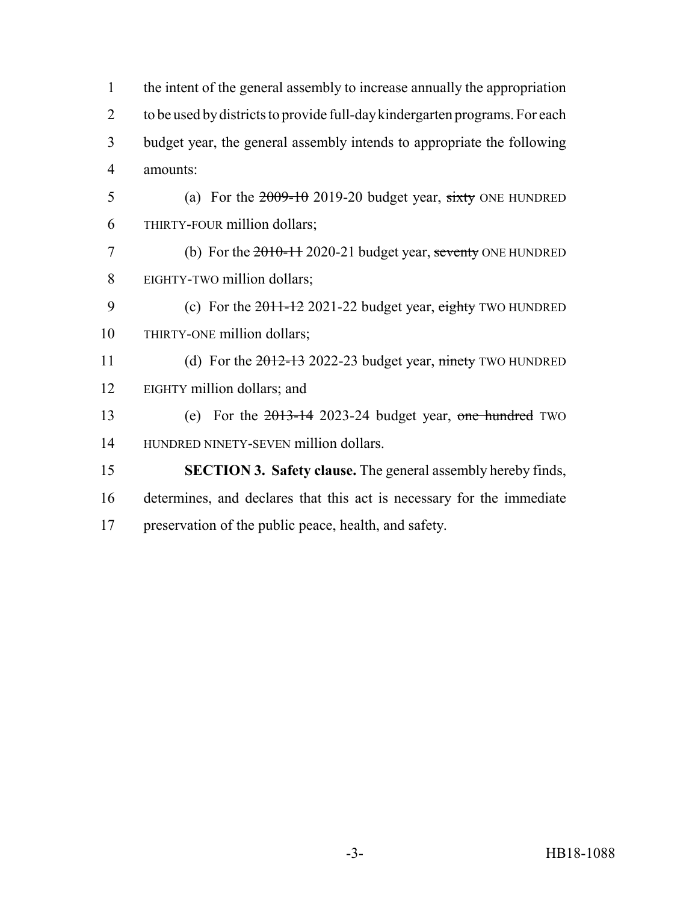the intent of the general assembly to increase annually the appropriation to be used by districts to provide full-day kindergarten programs. For each budget year, the general assembly intends to appropriate the following amounts:

(a) For the ~~2009-10~~ 2019-20 budget year, ~~sixty~~ ONE HUNDRED THIRTY-FOUR million dollars;

(b) For the ~~2010-11~~ 2020-21 budget year, ~~seventy~~ ONE HUNDRED EIGHTY-TWO million dollars;

(c) For the ~~2011-12~~ 2021-22 budget year, ~~eighty~~ TWO HUNDRED THIRTY-ONE million dollars;

(d) For the ~~2012-13~~ 2022-23 budget year, ~~ninety~~ TWO HUNDRED EIGHTY million dollars; and

(e) For the ~~2013-14~~ 2023-24 budget year, ~~one hundred~~ TWO HUNDRED NINETY-SEVEN million dollars.

**SECTION 3. Safety clause.** The general assembly hereby finds, determines, and declares that this act is necessary for the immediate preservation of the public peace, health, and safety.